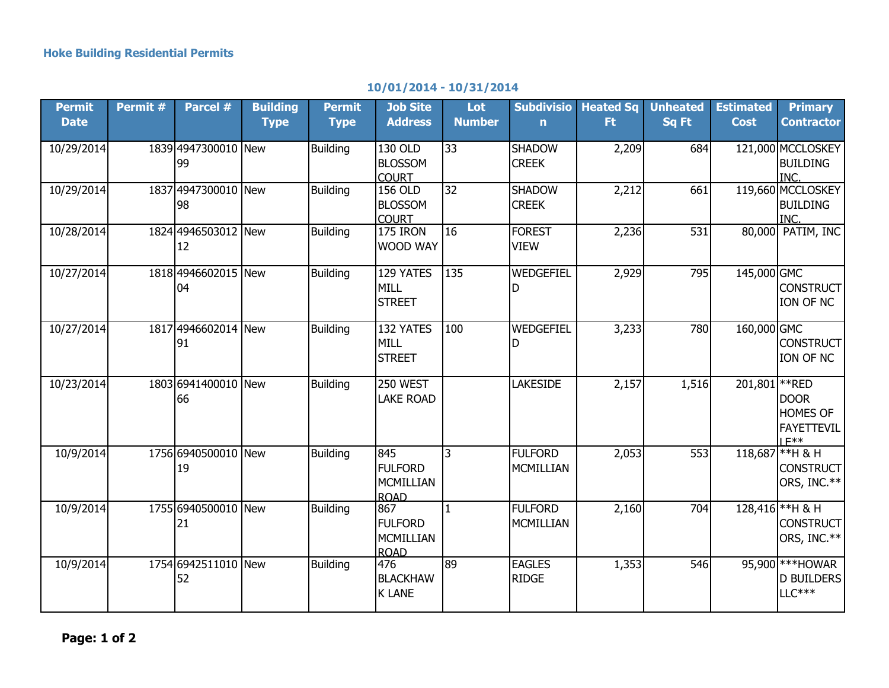### Hoke Building Residential Permits

**10/01/2014 - 10/31/2014**

| Permit Date | Permit # | Parcel # | Building Type | Permit Type | Job Site Address | Lot Number | Subdivision | Heated Sq Ft | Unheated Sq Ft | Estimated Cost | Primary Contractor |
|---|---|---|---|---|---|---|---|---|---|---|---|
| 10/29/2014 | 1839 | 494730001099 | New | Building | 130 OLD BLOSSOM COURT | 33 | SHADOW CREEK | 2,209 | 684 | 121,000 | MCCLOSKEY BUILDING INC. |
| 10/29/2014 | 1837 | 494730001098 | New | Building | 156 OLD BLOSSOM COURT | 32 | SHADOW CREEK | 2,212 | 661 | 119,660 | MCCLOSKEY BUILDING INC. |
| 10/28/2014 | 1824 | 494650301212 | New | Building | 175 IRON WOOD WAY | 16 | FOREST VIEW | 2,236 | 531 | 80,000 | PATIM, INC |
| 10/27/2014 | 1818 | 494660201504 | New | Building | 129 YATES MILL STREET | 135 | WEDGEFIELD | 2,929 | 795 | 145,000 | GMC CONSTRUCTION OF NC |
| 10/27/2014 | 1817 | 494660201491 | New | Building | 132 YATES MILL STREET | 100 | WEDGEFIELD | 3,233 | 780 | 160,000 | GMC CONSTRUCTION OF NC |
| 10/23/2014 | 1803 | 694140001066 | New | Building | 250 WEST LAKE ROAD | | LAKESIDE | 2,157 | 1,516 | 201,801 | **RED DOOR HOMES OF FAYETTEVILLE** |
| 10/9/2014 | 1756 | 694050001019 | New | Building | 845 FULFORD MCMILLIAN ROAD | 3 | FULFORD MCMILLIAN | 2,053 | 553 | 118,687 | **H & H CONSTRUCTORS, INC.** |
| 10/9/2014 | 1755 | 694050001021 | New | Building | 867 FULFORD MCMILLIAN ROAD | 1 | FULFORD MCMILLIAN | 2,160 | 704 | 128,416 | **H & H CONSTRUCTORS, INC.** |
| 10/9/2014 | 1754 | 694251101052 | New | Building | 476 BLACKHAWK LANE | 89 | EAGLES RIDGE | 1,353 | 546 | 95,900 | ***HOWARD BUILDERS LLC*** |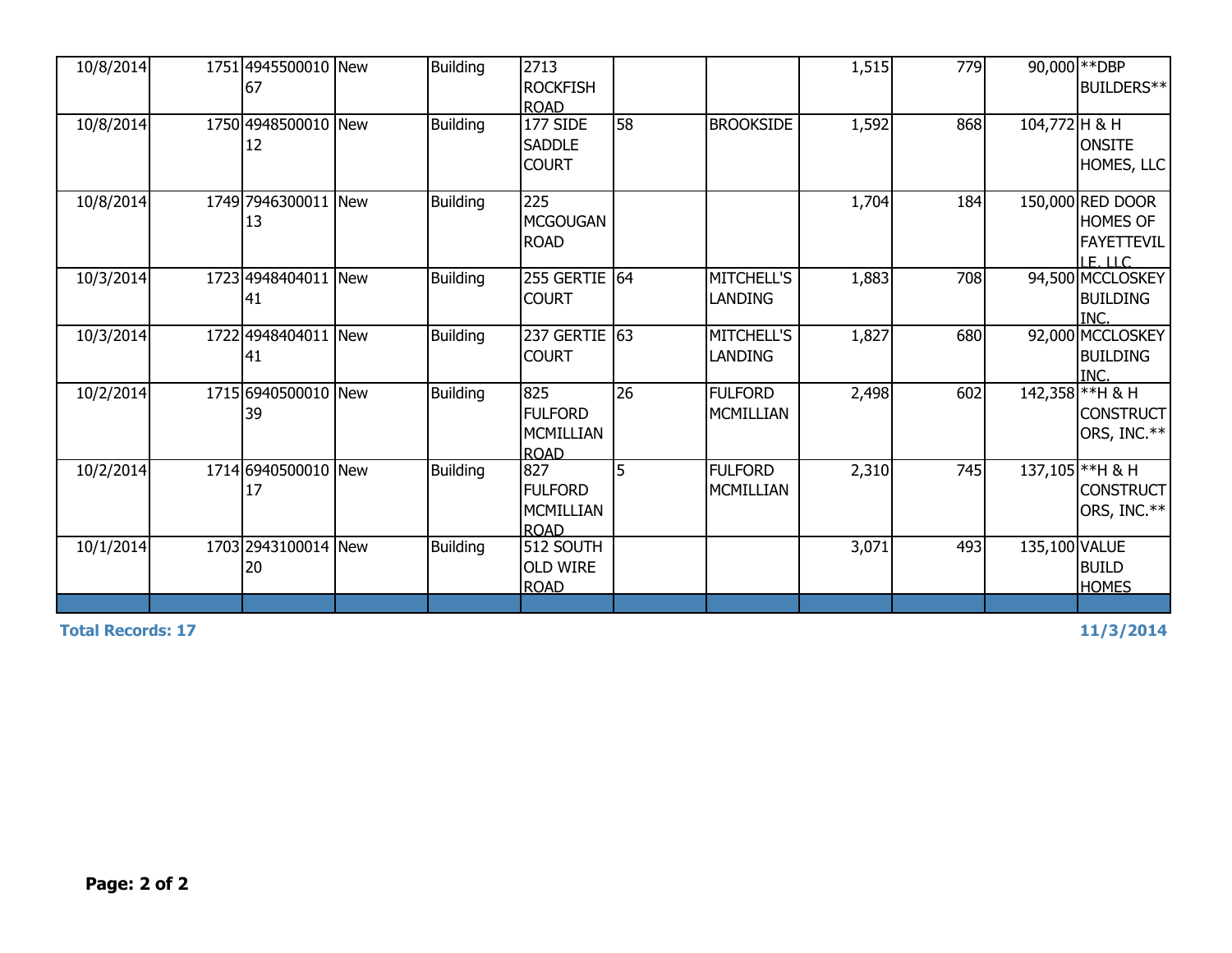| | | | | | | | | | | | |
|---|---|---|---|---|---|---|---|---|---|---|---|
| 10/8/2014 | 1751 | 494550001067 | New | Building | 2713 ROCKFISH ROAD | | | 1,515 | 779 | 90,000 | **DBP BUILDERS** |
| 10/8/2014 | 1750 | 494850001012 | New | Building | 177 SIDE SADDLE COURT | 58 | BROOKSIDE | 1,592 | 868 | 104,772 | H & H ONSITE HOMES, LLC |
| 10/8/2014 | 1749 | 794630001113 | New | Building | 225 MCGOUGAN ROAD | | | 1,704 | 184 | 150,000 | RED DOOR HOMES OF FAYETTEVILLE, LLC |
| 10/3/2014 | 1723 | 494840401141 | New | Building | 255 GERTIE COURT | 64 | MITCHELL'S LANDING | 1,883 | 708 | 94,500 | MCCLOSKEY BUILDING INC. |
| 10/3/2014 | 1722 | 494840401141 | New | Building | 237 GERTIE COURT | 63 | MITCHELL'S LANDING | 1,827 | 680 | 92,000 | MCCLOSKEY BUILDING INC. |
| 10/2/2014 | 1715 | 694050001039 | New | Building | 825 FULFORD MCMILLIAN ROAD | 26 | FULFORD MCMILLIAN | 2,498 | 602 | 142,358 | **H & H CONSTRUCTORS, INC.** |
| 10/2/2014 | 1714 | 694050001017 | New | Building | 827 FULFORD MCMILLIAN ROAD | 5 | FULFORD MCMILLIAN | 2,310 | 745 | 137,105 | **H & H CONSTRUCTORS, INC.** |
| 10/1/2014 | 1703 | 294310001420 | New | Building | 512 SOUTH OLD WIRE ROAD | | | 3,071 | 493 | 135,100 | VALUE BUILD HOMES |

**Total Records: 17**

**11/3/2014**